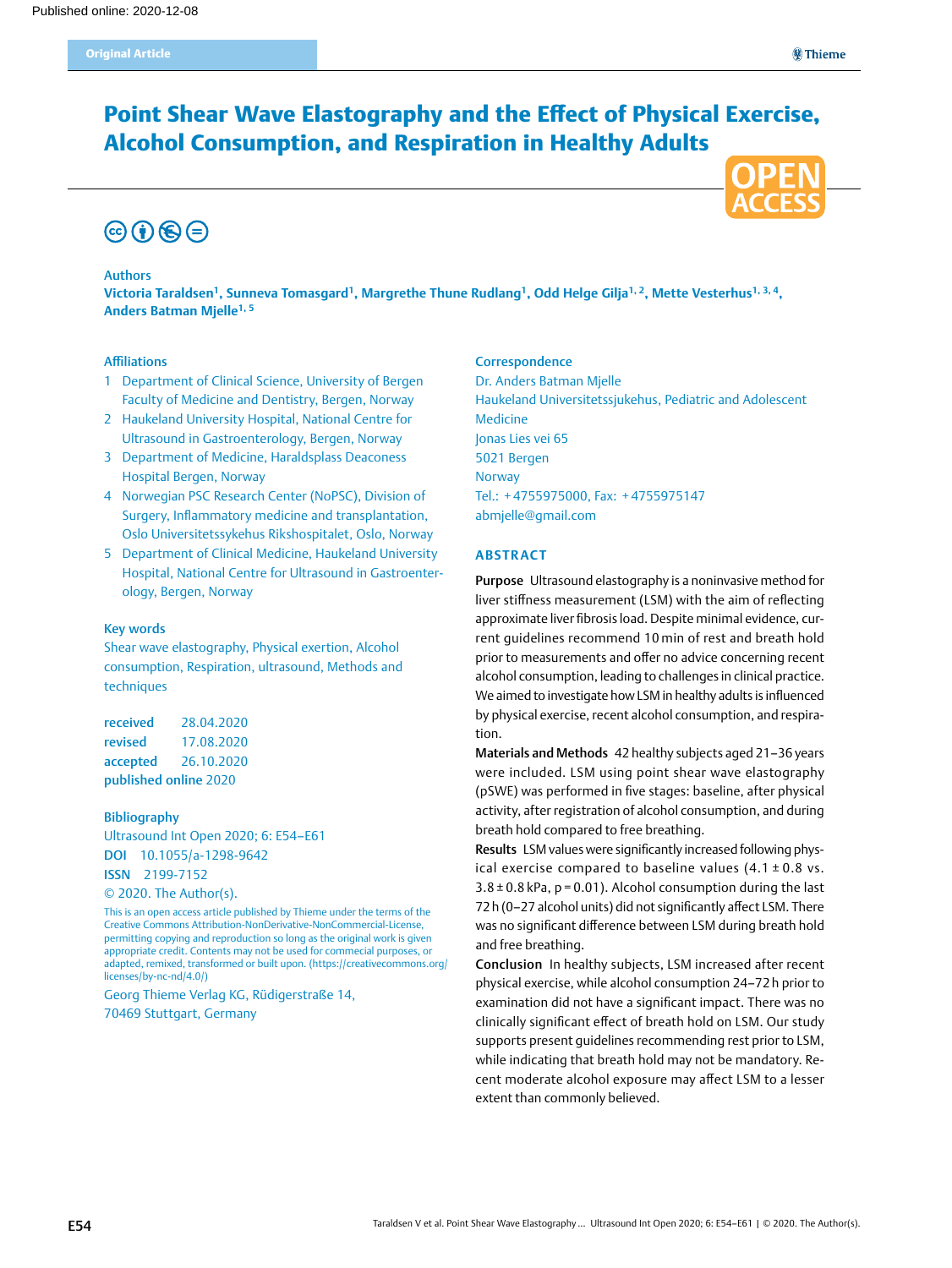Published online: 2020-12-08

Original Article

# Point Shear Wave Elastography and the Effect of Physical Exercise, Alcohol Consumption, and Respiration in Healthy Adults

OPEN ACCESS

## Authors

**Victoria Taraldsen[1], Sunneva Tomasgard[1], Margrethe Thune Rudlang[1], Odd Helge Gilja[1,2], Mette Vesterhus[1,3,4], Anders Batman Mjelle[1,5]**

## Affiliations

1. Department of Clinical Science, University of Bergen Faculty of Medicine and Dentistry, Bergen, Norway
2. Haukeland University Hospital, National Centre for Ultrasound in Gastroenterology, Bergen, Norway
3. Department of Medicine, Haraldsplass Deaconess Hospital Bergen, Norway
4. Norwegian PSC Research Center (NoPSC), Division of Surgery, Inflammatory medicine and transplantation, Oslo Universitetssykehus Rikshospitalet, Oslo, Norway
5. Department of Clinical Medicine, Haukeland University Hospital, National Centre for Ultrasound in Gastroenterology, Bergen, Norway

## Key words

Shear wave elastography, Physical exertion, Alcohol consumption, Respiration, ultrasound, Methods and techniques

**received** 28.04.2020
**revised** 17.08.2020
**accepted** 26.10.2020
**published online** 2020

## Bibliography

Ultrasound Int Open 2020; 6: E54–E61
**DOI** 10.1055/a-1298-9642
**ISSN** 2199-7152
© 2020. The Author(s).

This is an open access article published by Thieme under the terms of the Creative Commons Attribution-NonDerivative-NonCommercial-License, permitting copying and reproduction so long as the original work is given appropriate credit. Contents may not be used for commecial purposes, or adapted, remixed, transformed or built upon. (https://creativecommons.org/licenses/by-nc-nd/4.0/)

Georg Thieme Verlag KG, Rüdigerstraße 14, 70469 Stuttgart, Germany

## Correspondence

Dr. Anders Batman Mjelle
Haukeland Universitetssjukehus, Pediatric and Adolescent Medicine
Jonas Lies vei 65
5021 Bergen
Norway
Tel.: +4755975000, Fax: +4755975147
abmjelle@gmail.com

## ABSTRACT

**Purpose** Ultrasound elastography is a noninvasive method for liver stiffness measurement (LSM) with the aim of reflecting approximate liver fibrosis load. Despite minimal evidence, current guidelines recommend 10 min of rest and breath hold prior to measurements and offer no advice concerning recent alcohol consumption, leading to challenges in clinical practice. We aimed to investigate how LSM in healthy adults is influenced by physical exercise, recent alcohol consumption, and respiration.

**Materials and Methods** 42 healthy subjects aged 21–36 years were included. LSM using point shear wave elastography (pSWE) was performed in five stages: baseline, after physical activity, after registration of alcohol consumption, and during breath hold compared to free breathing.

**Results** LSM values were significantly increased following physical exercise compared to baseline values ($4.1 \pm 0.8$ vs. $3.8 \pm 0.8$ kPa, $p = 0.01$). Alcohol consumption during the last 72 h (0–27 alcohol units) did not significantly affect LSM. There was no significant difference between LSM during breath hold and free breathing.

**Conclusion** In healthy subjects, LSM increased after recent physical exercise, while alcohol consumption 24–72 h prior to examination did not have a significant impact. There was no clinically significant effect of breath hold on LSM. Our study supports present guidelines recommending rest prior to LSM, while indicating that breath hold may not be mandatory. Recent moderate alcohol exposure may affect LSM to a lesser extent than commonly believed.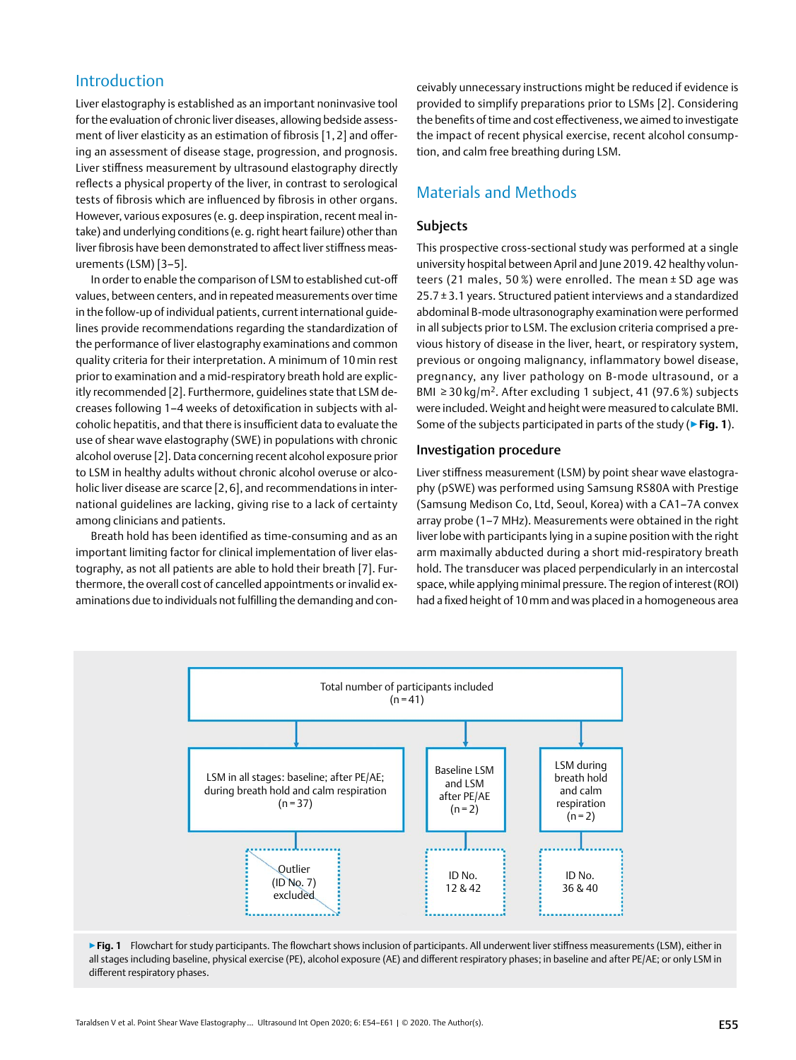## Introduction

Liver elastography is established as an important noninvasive tool for the evaluation of chronic liver diseases, allowing bedside assessment of liver elasticity as an estimation of fibrosis [1, 2] and offering an assessment of disease stage, progression, and prognosis. Liver stiffness measurement by ultrasound elastography directly reflects a physical property of the liver, in contrast to serological tests of fibrosis which are influenced by fibrosis in other organs. However, various exposures (e. g. deep inspiration, recent meal intake) and underlying conditions (e. g. right heart failure) other than liver fibrosis have been demonstrated to affect liver stiffness measurements (LSM) [3–5].

In order to enable the comparison of LSM to established cut-off values, between centers, and in repeated measurements over time in the follow-up of individual patients, current international guidelines provide recommendations regarding the standardization of the performance of liver elastography examinations and common quality criteria for their interpretation. A minimum of 10 min rest prior to examination and a mid-respiratory breath hold are explicitly recommended [2]. Furthermore, guidelines state that LSM decreases following 1–4 weeks of detoxification in subjects with alcoholic hepatitis, and that there is insufficient data to evaluate the use of shear wave elastography (SWE) in populations with chronic alcohol overuse [2]. Data concerning recent alcohol exposure prior to LSM in healthy adults without chronic alcohol overuse or alcoholic liver disease are scarce [2, 6], and recommendations in international guidelines are lacking, giving rise to a lack of certainty among clinicians and patients.

Breath hold has been identified as time-consuming and as an important limiting factor for clinical implementation of liver elastography, as not all patients are able to hold their breath [7]. Furthermore, the overall cost of cancelled appointments or invalid examinations due to individuals not fulfilling the demanding and conceivably unnecessary instructions might be reduced if evidence is provided to simplify preparations prior to LSMs [2]. Considering the benefits of time and cost effectiveness, we aimed to investigate the impact of recent physical exercise, recent alcohol consumption, and calm free breathing during LSM.

## Materials and Methods

### Subjects

This prospective cross-sectional study was performed at a single university hospital between April and June 2019. 42 healthy volunteers (21 males, 50 %) were enrolled. The mean ± SD age was 25.7 ± 3.1 years. Structured patient interviews and a standardized abdominal B-mode ultrasonography examination were performed in all subjects prior to LSM. The exclusion criteria comprised a previous history of disease in the liver, heart, or respiratory system, previous or ongoing malignancy, inflammatory bowel disease, pregnancy, any liver pathology on B-mode ultrasound, or a BMI ≥ 30 kg/m$^2$. After excluding 1 subject, 41 (97.6 %) subjects were included. Weight and height were measured to calculate BMI. Some of the subjects participated in parts of the study (▶ **Fig. 1**).

### Investigation procedure

Liver stiffness measurement (LSM) by point shear wave elastography (pSWE) was performed using Samsung RS80A with Prestige (Samsung Medison Co, Ltd, Seoul, Korea) with a CA1–7A convex array probe (1–7 MHz). Measurements were obtained in the right liver lobe with participants lying in a supine position with the right arm maximally abducted during a short mid-respiratory breath hold. The transducer was placed perpendicularly in an intercostal space, while applying minimal pressure. The region of interest (ROI) had a fixed height of 10 mm and was placed in a homogeneous area

Total number of participants included (n = 41)

- LSM in all stages: baseline; after PE/AE; during breath hold and calm respiration (n = 37) → Outlier (ID No. 7) excluded
- Baseline LSM and LSM after PE/AE (n = 2) → ID No. 12 & 42
- LSM during breath hold and calm respiration (n = 2) → ID No. 36 & 40

▶ **Fig. 1** Flowchart for study participants. The flowchart shows inclusion of participants. All underwent liver stiffness measurements (LSM), either in all stages including baseline, physical exercise (PE), alcohol exposure (AE) and different respiratory phases; in baseline and after PE/AE; or only LSM in different respiratory phases.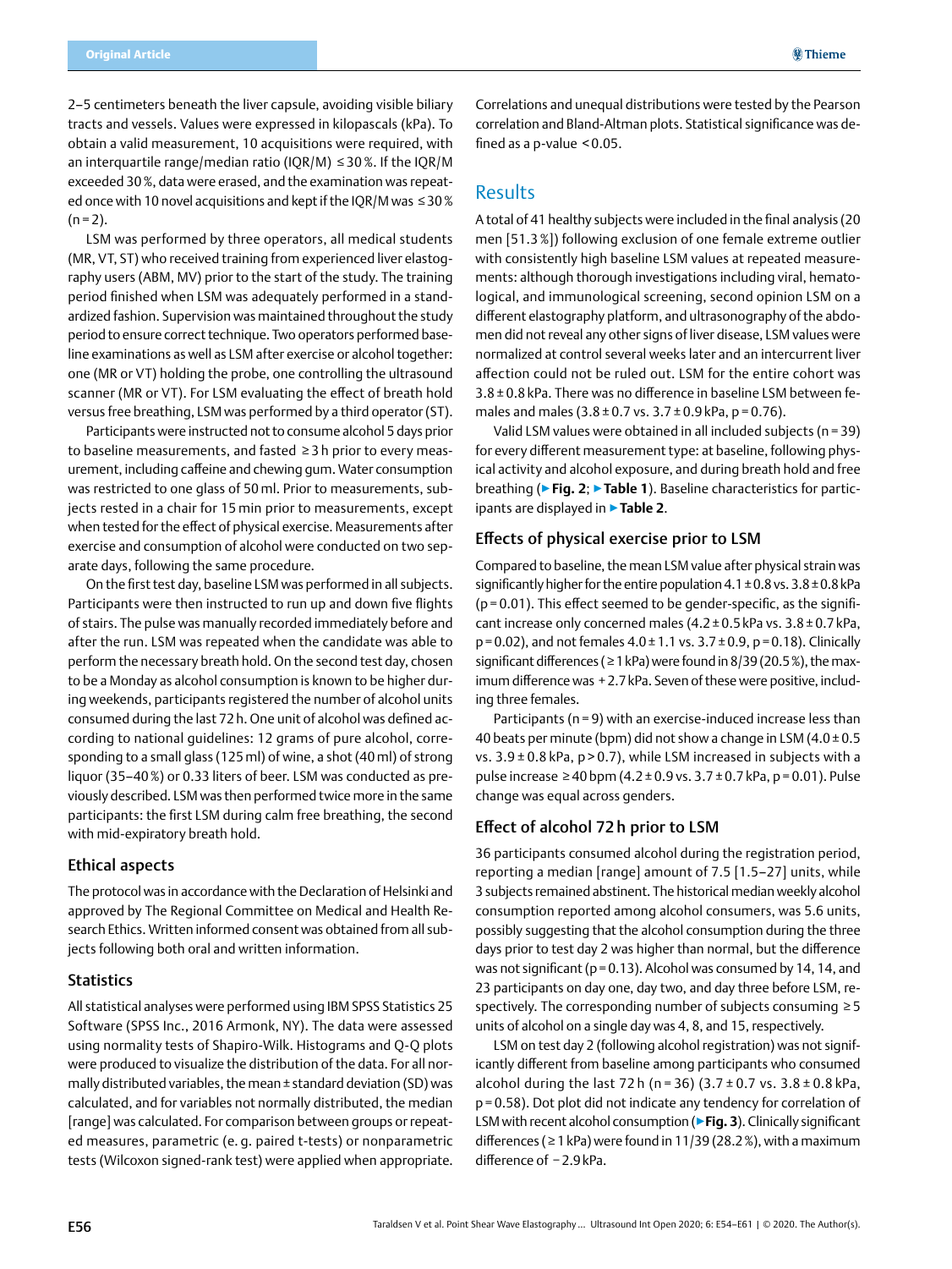2–5 centimeters beneath the liver capsule, avoiding visible biliary tracts and vessels. Values were expressed in kilopascals (kPa). To obtain a valid measurement, 10 acquisitions were required, with an interquartile range/median ratio (IQR/M) ≤30 %. If the IQR/M exceeded 30 %, data were erased, and the examination was repeated once with 10 novel acquisitions and kept if the IQR/M was ≤30 % (n = 2).

LSM was performed by three operators, all medical students (MR, VT, ST) who received training from experienced liver elastography users (ABM, MV) prior to the start of the study. The training period finished when LSM was adequately performed in a standardized fashion. Supervision was maintained throughout the study period to ensure correct technique. Two operators performed baseline examinations as well as LSM after exercise or alcohol together: one (MR or VT) holding the probe, one controlling the ultrasound scanner (MR or VT). For LSM evaluating the effect of breath hold versus free breathing, LSM was performed by a third operator (ST).

Participants were instructed not to consume alcohol 5 days prior to baseline measurements, and fasted ≥3 h prior to every measurement, including caffeine and chewing gum. Water consumption was restricted to one glass of 50 ml. Prior to measurements, subjects rested in a chair for 15 min prior to measurements, except when tested for the effect of physical exercise. Measurements after exercise and consumption of alcohol were conducted on two separate days, following the same procedure.

On the first test day, baseline LSM was performed in all subjects. Participants were then instructed to run up and down five flights of stairs. The pulse was manually recorded immediately before and after the run. LSM was repeated when the candidate was able to perform the necessary breath hold. On the second test day, chosen to be a Monday as alcohol consumption is known to be higher during weekends, participants registered the number of alcohol units consumed during the last 72 h. One unit of alcohol was defined according to national guidelines: 12 grams of pure alcohol, corresponding to a small glass (125 ml) of wine, a shot (40 ml) of strong liquor (35–40 %) or 0.33 liters of beer. LSM was conducted as previously described. LSM was then performed twice more in the same participants: the first LSM during calm free breathing, the second with mid-expiratory breath hold.

### Ethical aspects

The protocol was in accordance with the Declaration of Helsinki and approved by The Regional Committee on Medical and Health Research Ethics. Written informed consent was obtained from all subjects following both oral and written information.

### Statistics

All statistical analyses were performed using IBM SPSS Statistics 25 Software (SPSS Inc., 2016 Armonk, NY). The data were assessed using normality tests of Shapiro-Wilk. Histograms and Q-Q plots were produced to visualize the distribution of the data. For all normally distributed variables, the mean ± standard deviation (SD) was calculated, and for variables not normally distributed, the median [range] was calculated. For comparison between groups or repeated measures, parametric (e. g. paired t-tests) or nonparametric tests (Wilcoxon signed-rank test) were applied when appropriate. Correlations and unequal distributions were tested by the Pearson correlation and Bland-Altman plots. Statistical significance was defined as a p-value <0.05.

## Results

A total of 41 healthy subjects were included in the final analysis (20 men [51.3 %]) following exclusion of one female extreme outlier with consistently high baseline LSM values at repeated measurements: although thorough investigations including viral, hematological, and immunological screening, second opinion LSM on a different elastography platform, and ultrasonography of the abdomen did not reveal any other signs of liver disease, LSM values were normalized at control several weeks later and an intercurrent liver affection could not be ruled out. LSM for the entire cohort was 3.8 ± 0.8 kPa. There was no difference in baseline LSM between females and males (3.8 ± 0.7 vs. 3.7 ± 0.9 kPa, p = 0.76).

Valid LSM values were obtained in all included subjects (n = 39) for every different measurement type: at baseline, following physical activity and alcohol exposure, and during breath hold and free breathing (▶**Fig. 2**; ▶**Table 1**). Baseline characteristics for participants are displayed in ▶**Table 2**.

### Effects of physical exercise prior to LSM

Compared to baseline, the mean LSM value after physical strain was significantly higher for the entire population 4.1 ± 0.8 vs. 3.8 ± 0.8 kPa (p = 0.01). This effect seemed to be gender-specific, as the significant increase only concerned males (4.2 ± 0.5 kPa vs. 3.8 ± 0.7 kPa, p = 0.02), and not females 4.0 ± 1.1 vs. 3.7 ± 0.9, p = 0.18). Clinically significant differences (≥1 kPa) were found in 8/39 (20.5 %), the maximum difference was +2.7 kPa. Seven of these were positive, including three females.

Participants (n = 9) with an exercise-induced increase less than 40 beats per minute (bpm) did not show a change in LSM (4.0 ± 0.5 vs. 3.9 ± 0.8 kPa, p > 0.7), while LSM increased in subjects with a pulse increase ≥40 bpm (4.2 ± 0.9 vs. 3.7 ± 0.7 kPa, p = 0.01). Pulse change was equal across genders.

### Effect of alcohol 72 h prior to LSM

36 participants consumed alcohol during the registration period, reporting a median [range] amount of 7.5 [1.5–27] units, while 3 subjects remained abstinent. The historical median weekly alcohol consumption reported among alcohol consumers, was 5.6 units, possibly suggesting that the alcohol consumption during the three days prior to test day 2 was higher than normal, but the difference was not significant (p = 0.13). Alcohol was consumed by 14, 14, and 23 participants on day one, day two, and day three before LSM, respectively. The corresponding number of subjects consuming ≥5 units of alcohol on a single day was 4, 8, and 15, respectively.

LSM on test day 2 (following alcohol registration) was not significantly different from baseline among participants who consumed alcohol during the last 72 h (n = 36) (3.7 ± 0.7 vs. 3.8 ± 0.8 kPa, p = 0.58). Dot plot did not indicate any tendency for correlation of LSM with recent alcohol consumption (▶**Fig. 3**). Clinically significant differences (≥1 kPa) were found in 11/39 (28.2 %), with a maximum difference of −2.9 kPa.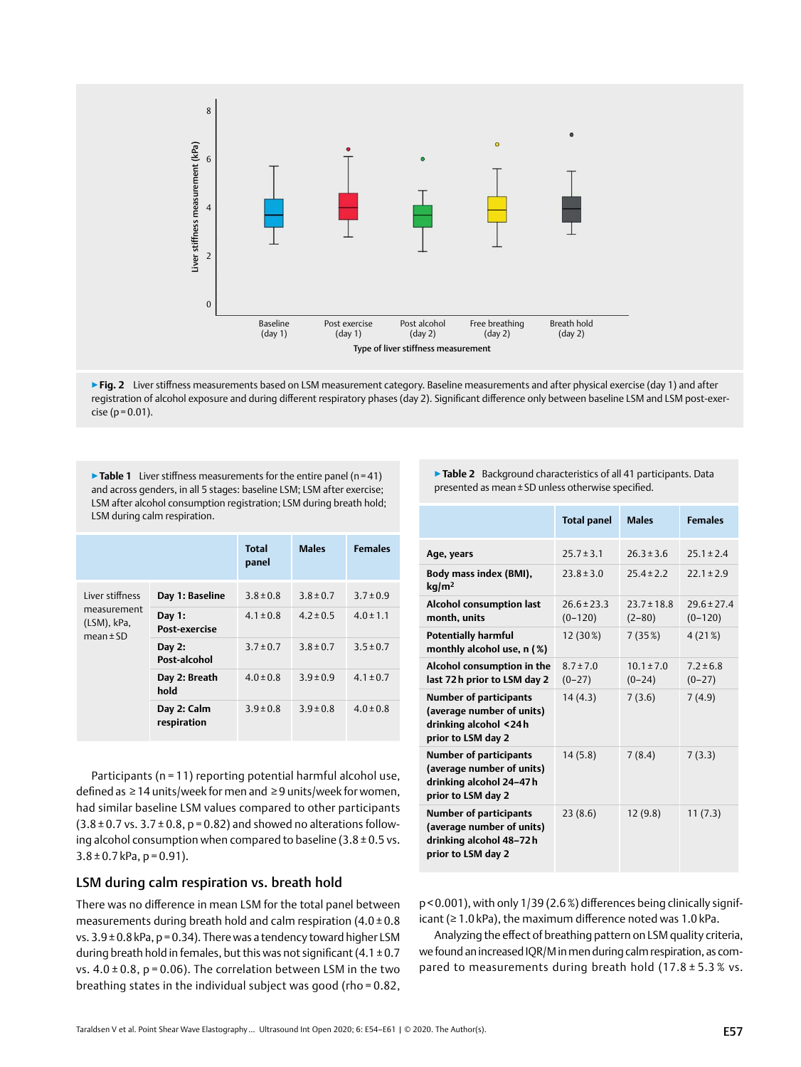▸**Fig. 2** Liver stiffness measurements based on LSM measurement category. Baseline measurements and after physical exercise (day 1) and after registration of alcohol exposure and during different respiratory phases (day 2). Significant difference only between baseline LSM and LSM post-exercise (p = 0.01).

▸**Table 1** Liver stiffness measurements for the entire panel (n = 41) and across genders, in all 5 stages: baseline LSM; LSM after exercise; LSM after alcohol consumption registration; LSM during breath hold; LSM during calm respiration.

| | | Total panel | Males | Females |
|---|---|---|---|---|
| Liver stiffness measurement (LSM), kPa, mean ± SD | **Day 1: Baseline** | 3.8 ± 0.8 | 3.8 ± 0.7 | 3.7 ± 0.9 |
| | **Day 1: Post-exercise** | 4.1 ± 0.8 | 4.2 ± 0.5 | 4.0 ± 1.1 |
| | **Day 2: Post-alcohol** | 3.7 ± 0.7 | 3.8 ± 0.7 | 3.5 ± 0.7 |
| | **Day 2: Breath hold** | 4.0 ± 0.8 | 3.9 ± 0.9 | 4.1 ± 0.7 |
| | **Day 2: Calm respiration** | 3.9 ± 0.8 | 3.9 ± 0.8 | 4.0 ± 0.8 |

Participants (n = 11) reporting potential harmful alcohol use, defined as ≥ 14 units/week for men and ≥ 9 units/week for women, had similar baseline LSM values compared to other participants (3.8 ± 0.7 vs. 3.7 ± 0.8, p = 0.82) and showed no alterations following alcohol consumption when compared to baseline (3.8 ± 0.5 vs. 3.8 ± 0.7 kPa, p = 0.91).

## LSM during calm respiration vs. breath hold

There was no difference in mean LSM for the total panel between measurements during breath hold and calm respiration (4.0 ± 0.8 vs. 3.9 ± 0.8 kPa, p = 0.34). There was a tendency toward higher LSM during breath hold in females, but this was not significant (4.1 ± 0.7 vs. 4.0 ± 0.8, p = 0.06). The correlation between LSM in the two breathing states in the individual subject was good (rho = 0.82, p < 0.001), with only 1/39 (2.6 %) differences being clinically significant (≥ 1.0 kPa), the maximum difference noted was 1.0 kPa.

Analyzing the effect of breathing pattern on LSM quality criteria, we found an increased IQR/M in men during calm respiration, as compared to measurements during breath hold (17.8 ± 5.3 % vs.

▸**Table 2** Background characteristics of all 41 participants. Data presented as mean ± SD unless otherwise specified.

| | Total panel | Males | Females |
|---|---|---|---|
| **Age, years** | 25.7 ± 3.1 | 26.3 ± 3.6 | 25.1 ± 2.4 |
| **Body mass index (BMI), kg/m²** | 23.8 ± 3.0 | 25.4 ± 2.2 | 22.1 ± 2.9 |
| **Alcohol consumption last month, units** | 26.6 ± 23.3 (0–120) | 23.7 ± 18.8 (2–80) | 29.6 ± 27.4 (0–120) |
| **Potentially harmful monthly alcohol use, n ( %)** | 12 (30 %) | 7 (35 %) | 4 (21 %) |
| **Alcohol consumption in the last 72 h prior to LSM day 2** | 8.7 ± 7.0 (0–27) | 10.1 ± 7.0 (0–24) | 7.2 ± 6.8 (0–27) |
| **Number of participants (average number of units) drinking alcohol < 24 h prior to LSM day 2** | 14 (4.3) | 7 (3.6) | 7 (4.9) |
| **Number of participants (average number of units) drinking alcohol 24–47 h prior to LSM day 2** | 14 (5.8) | 7 (8.4) | 7 (3.3) |
| **Number of participants (average number of units) drinking alcohol 48–72 h prior to LSM day 2** | 23 (8.6) | 12 (9.8) | 11 (7.3) |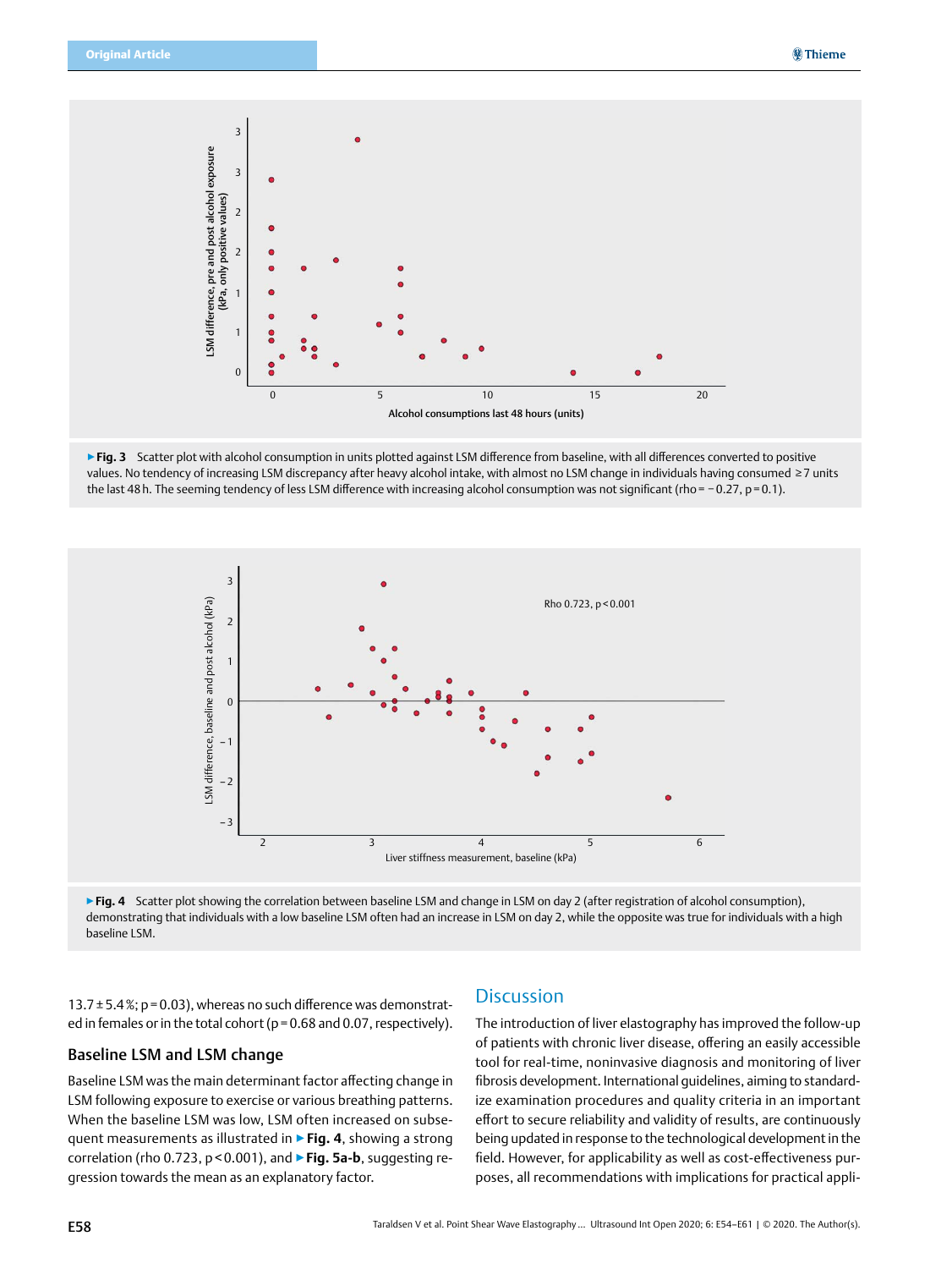▶ **Fig. 3** Scatter plot with alcohol consumption in units plotted against LSM difference from baseline, with all differences converted to positive values. No tendency of increasing LSM discrepancy after heavy alcohol intake, with almost no LSM change in individuals having consumed ≥7 units the last 48 h. The seeming tendency of less LSM difference with increasing alcohol consumption was not significant (rho = −0.27, p = 0.1).

▶ **Fig. 4** Scatter plot showing the correlation between baseline LSM and change in LSM on day 2 (after registration of alcohol consumption), demonstrating that individuals with a low baseline LSM often had an increase in LSM on day 2, while the opposite was true for individuals with a high baseline LSM.

13.7 ± 5.4 %; p = 0.03), whereas no such difference was demonstrated in females or in the total cohort (p = 0.68 and 0.07, respectively).

### Baseline LSM and LSM change

Baseline LSM was the main determinant factor affecting change in LSM following exposure to exercise or various breathing patterns. When the baseline LSM was low, LSM often increased on subsequent measurements as illustrated in ▶ **Fig. 4**, showing a strong correlation (rho 0.723, p < 0.001), and ▶ **Fig. 5a-b**, suggesting regression towards the mean as an explanatory factor.

## Discussion

The introduction of liver elastography has improved the follow-up of patients with chronic liver disease, offering an easily accessible tool for real-time, noninvasive diagnosis and monitoring of liver fibrosis development. International guidelines, aiming to standardize examination procedures and quality criteria in an important effort to secure reliability and validity of results, are continuously being updated in response to the technological development in the field. However, for applicability as well as cost-effectiveness purposes, all recommendations with implications for practical appli-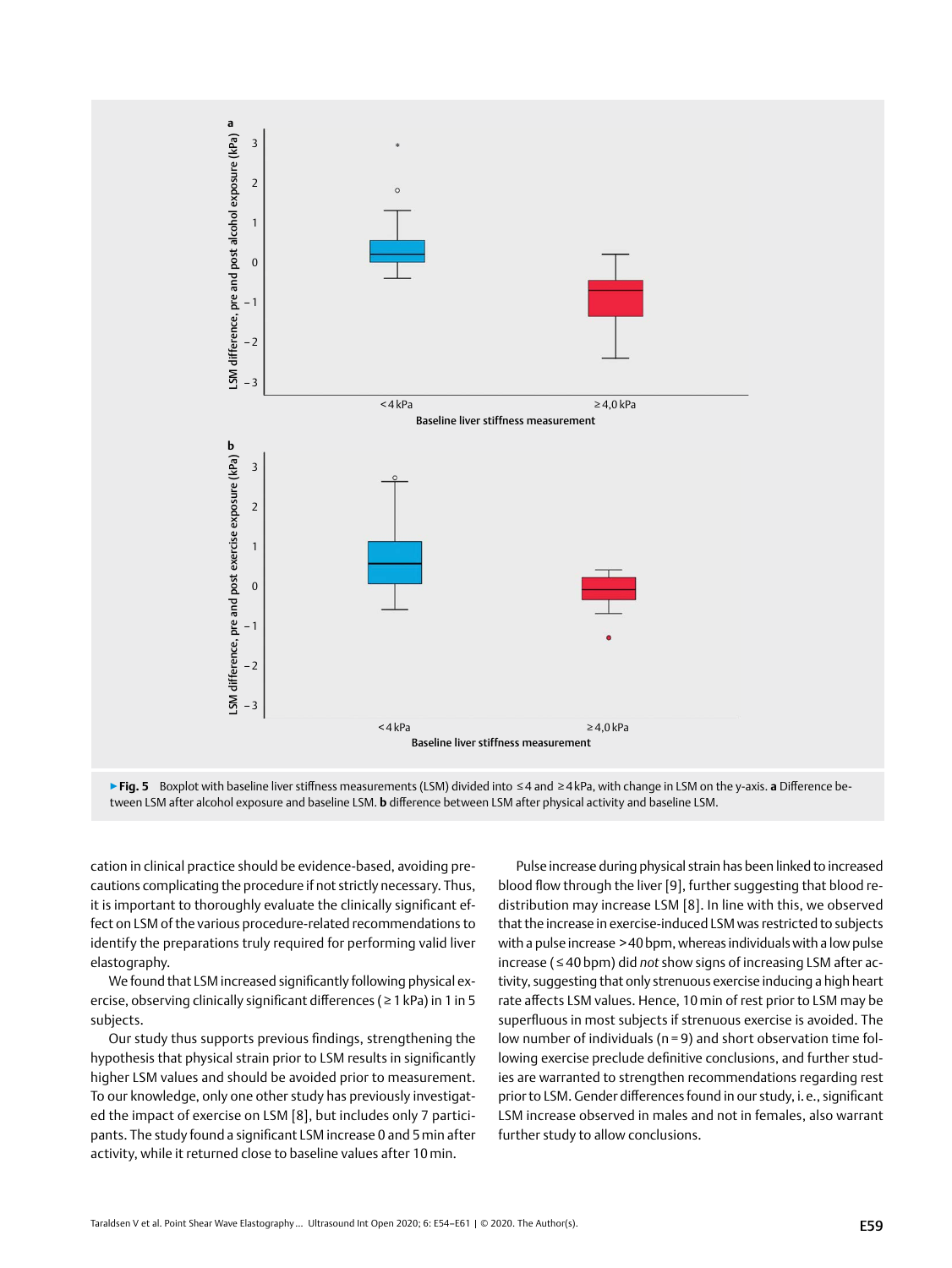▶ **Fig. 5** Boxplot with baseline liver stiffness measurements (LSM) divided into ≤4 and ≥4 kPa, with change in LSM on the y-axis. **a** Difference between LSM after alcohol exposure and baseline LSM. **b** difference between LSM after physical activity and baseline LSM.

cation in clinical practice should be evidence-based, avoiding precautions complicating the procedure if not strictly necessary. Thus, it is important to thoroughly evaluate the clinically significant effect on LSM of the various procedure-related recommendations to identify the preparations truly required for performing valid liver elastography.

We found that LSM increased significantly following physical exercise, observing clinically significant differences (≥1 kPa) in 1 in 5 subjects.

Our study thus supports previous findings, strengthening the hypothesis that physical strain prior to LSM results in significantly higher LSM values and should be avoided prior to measurement. To our knowledge, only one other study has previously investigated the impact of exercise on LSM [8], but includes only 7 participants. The study found a significant LSM increase 0 and 5 min after activity, while it returned close to baseline values after 10 min.

Pulse increase during physical strain has been linked to increased blood flow through the liver [9], further suggesting that blood redistribution may increase LSM [8]. In line with this, we observed that the increase in exercise-induced LSM was restricted to subjects with a pulse increase >40 bpm, whereas individuals with a low pulse increase (≤40 bpm) did *not* show signs of increasing LSM after activity, suggesting that only strenuous exercise inducing a high heart rate affects LSM values. Hence, 10 min of rest prior to LSM may be superfluous in most subjects if strenuous exercise is avoided. The low number of individuals (n = 9) and short observation time following exercise preclude definitive conclusions, and further studies are warranted to strengthen recommendations regarding rest prior to LSM. Gender differences found in our study, i. e., significant LSM increase observed in males and not in females, also warrant further study to allow conclusions.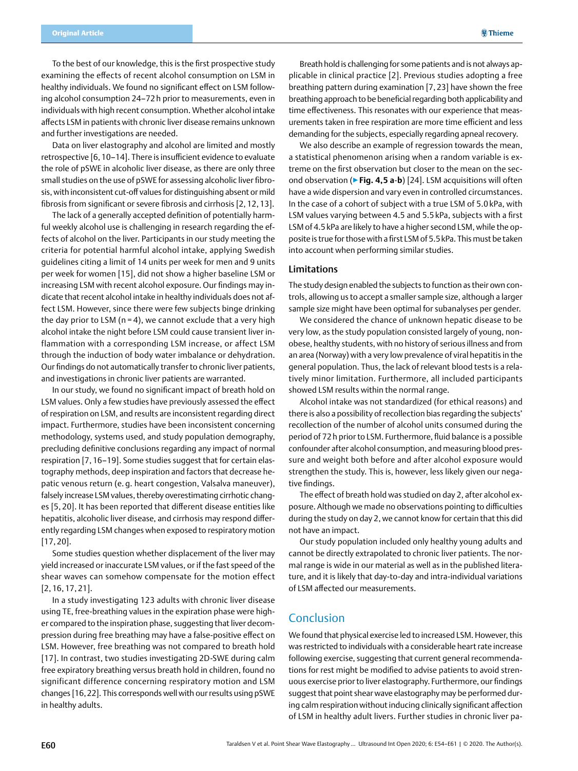To the best of our knowledge, this is the first prospective study examining the effects of recent alcohol consumption on LSM in healthy individuals. We found no significant effect on LSM following alcohol consumption 24–72 h prior to measurements, even in individuals with high recent consumption. Whether alcohol intake affects LSM in patients with chronic liver disease remains unknown and further investigations are needed.

Data on liver elastography and alcohol are limited and mostly retrospective [6, 10–14]. There is insufficient evidence to evaluate the role of pSWE in alcoholic liver disease, as there are only three small studies on the use of pSWE for assessing alcoholic liver fibrosis, with inconsistent cut-off values for distinguishing absent or mild fibrosis from significant or severe fibrosis and cirrhosis [2, 12, 13].

The lack of a generally accepted definition of potentially harmful weekly alcohol use is challenging in research regarding the effects of alcohol on the liver. Participants in our study meeting the criteria for potential harmful alcohol intake, applying Swedish guidelines citing a limit of 14 units per week for men and 9 units per week for women [15], did not show a higher baseline LSM or increasing LSM with recent alcohol exposure. Our findings may indicate that recent alcohol intake in healthy individuals does not affect LSM. However, since there were few subjects binge drinking the day prior to LSM (n = 4), we cannot exclude that a very high alcohol intake the night before LSM could cause transient liver inflammation with a corresponding LSM increase, or affect LSM through the induction of body water imbalance or dehydration. Our findings do not automatically transfer to chronic liver patients, and investigations in chronic liver patients are warranted.

In our study, we found no significant impact of breath hold on LSM values. Only a few studies have previously assessed the effect of respiration on LSM, and results are inconsistent regarding direct impact. Furthermore, studies have been inconsistent concerning methodology, systems used, and study population demography, precluding definitive conclusions regarding any impact of normal respiration [7, 16–19]. Some studies suggest that for certain elastography methods, deep inspiration and factors that decrease hepatic venous return (e. g. heart congestion, Valsalva maneuver), falsely increase LSM values, thereby overestimating cirrhotic changes [5, 20]. It has been reported that different disease entities like hepatitis, alcoholic liver disease, and cirrhosis may respond differently regarding LSM changes when exposed to respiratory motion [17, 20].

Some studies question whether displacement of the liver may yield increased or inaccurate LSM values, or if the fast speed of the shear waves can somehow compensate for the motion effect [2, 16, 17, 21].

In a study investigating 123 adults with chronic liver disease using TE, free-breathing values in the expiration phase were higher compared to the inspiration phase, suggesting that liver decompression during free breathing may have a false-positive effect on LSM. However, free breathing was not compared to breath hold [17]. In contrast, two studies investigating 2D-SWE during calm free expiratory breathing versus breath hold in children, found no significant difference concerning respiratory motion and LSM changes [16, 22]. This corresponds well with our results using pSWE in healthy adults.

Breath hold is challenging for some patients and is not always applicable in clinical practice [2]. Previous studies adopting a free breathing pattern during examination [7, 23] have shown the free breathing approach to be beneficial regarding both applicability and time effectiveness. This resonates with our experience that measurements taken in free respiration are more time efficient and less demanding for the subjects, especially regarding apneal recovery.

We also describe an example of regression towards the mean, a statistical phenomenon arising when a random variable is extreme on the first observation but closer to the mean on the second observation (▶ **Fig. 4,5 a-b**) [24]. LSM acquisitions will often have a wide dispersion and vary even in controlled circumstances. In the case of a cohort of subject with a true LSM of 5.0 kPa, with LSM values varying between 4.5 and 5.5 kPa, subjects with a first LSM of 4.5 kPa are likely to have a higher second LSM, while the opposite is true for those with a first LSM of 5.5 kPa. This must be taken into account when performing similar studies.

### Limitations

The study design enabled the subjects to function as their own controls, allowing us to accept a smaller sample size, although a larger sample size might have been optimal for subanalyses per gender.

We considered the chance of unknown hepatic disease to be very low, as the study population consisted largely of young, non-obese, healthy students, with no history of serious illness and from an area (Norway) with a very low prevalence of viral hepatitis in the general population. Thus, the lack of relevant blood tests is a relatively minor limitation. Furthermore, all included participants showed LSM results within the normal range.

Alcohol intake was not standardized (for ethical reasons) and there is also a possibility of recollection bias regarding the subjects' recollection of the number of alcohol units consumed during the period of 72 h prior to LSM. Furthermore, fluid balance is a possible confounder after alcohol consumption, and measuring blood pressure and weight both before and after alcohol exposure would strengthen the study. This is, however, less likely given our negative findings.

The effect of breath hold was studied on day 2, after alcohol exposure. Although we made no observations pointing to difficulties during the study on day 2, we cannot know for certain that this did not have an impact.

Our study population included only healthy young adults and cannot be directly extrapolated to chronic liver patients. The normal range is wide in our material as well as in the published literature, and it is likely that day-to-day and intra-individual variations of LSM affected our measurements.

## Conclusion

We found that physical exercise led to increased LSM. However, this was restricted to individuals with a considerable heart rate increase following exercise, suggesting that current general recommendations for rest might be modified to advise patients to avoid strenuous exercise prior to liver elastography. Furthermore, our findings suggest that point shear wave elastography may be performed during calm respiration without inducing clinically significant affection of LSM in healthy adult livers. Further studies in chronic liver pa-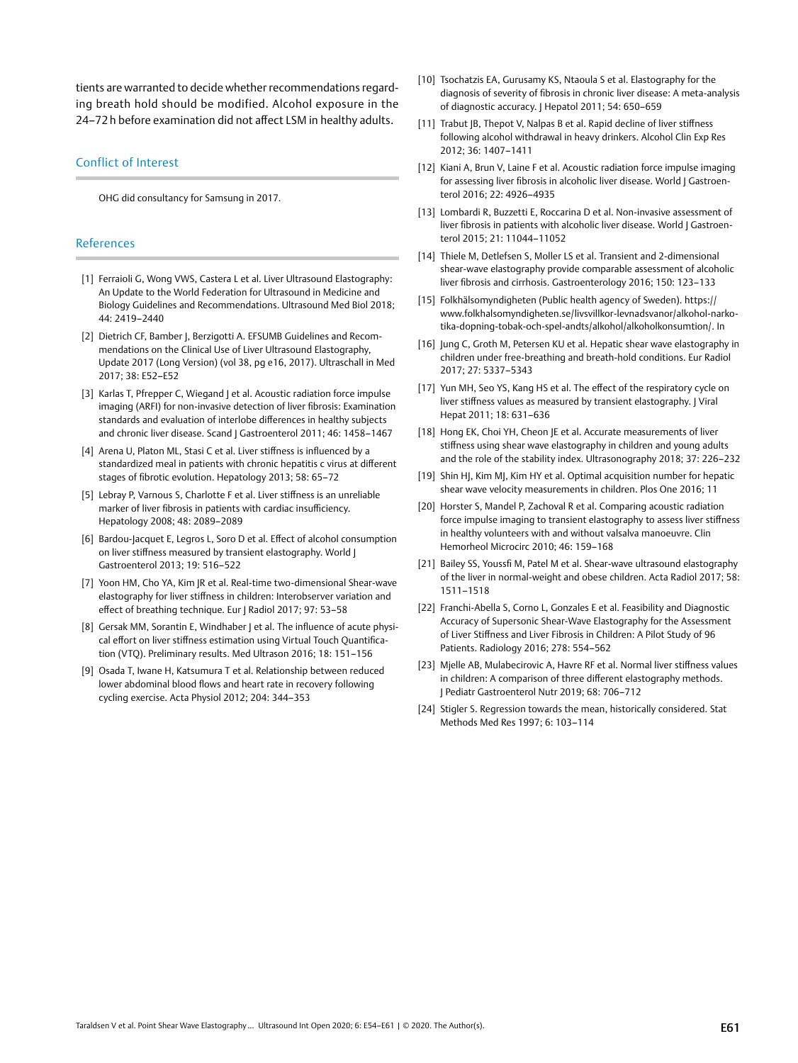tients are warranted to decide whether recommendations regarding breath hold should be modified. Alcohol exposure in the 24–72 h before examination did not affect LSM in healthy adults.

## Conflict of Interest

OHG did consultancy for Samsung in 2017.

## References

[1] Ferraioli G, Wong VWS, Castera L et al. Liver Ultrasound Elastography: An Update to the World Federation for Ultrasound in Medicine and Biology Guidelines and Recommendations. Ultrasound Med Biol 2018; 44: 2419–2440

[2] Dietrich CF, Bamber J, Berzigotti A. EFSUMB Guidelines and Recommendations on the Clinical Use of Liver Ultrasound Elastography, Update 2017 (Long Version) (vol 38, pg e16, 2017). Ultraschall in Med 2017; 38: E52–E52

[3] Karlas T, Pfrepper C, Wiegand J et al. Acoustic radiation force impulse imaging (ARFI) for non-invasive detection of liver fibrosis: Examination standards and evaluation of interlobe differences in healthy subjects and chronic liver disease. Scand J Gastroenterol 2011; 46: 1458–1467

[4] Arena U, Platon ML, Stasi C et al. Liver stiffness is influenced by a standardized meal in patients with chronic hepatitis c virus at different stages of fibrotic evolution. Hepatology 2013; 58: 65–72

[5] Lebray P, Varnous S, Charlotte F et al. Liver stiffness is an unreliable marker of liver fibrosis in patients with cardiac insufficiency. Hepatology 2008; 48: 2089–2089

[6] Bardou-Jacquet E, Legros L, Soro D et al. Effect of alcohol consumption on liver stiffness measured by transient elastography. World J Gastroenterol 2013; 19: 516–522

[7] Yoon HM, Cho YA, Kim JR et al. Real-time two-dimensional Shear-wave elastography for liver stiffness in children: Interobserver variation and effect of breathing technique. Eur J Radiol 2017; 97: 53–58

[8] Gersak MM, Sorantin E, Windhaber J et al. The influence of acute physical effort on liver stiffness estimation using Virtual Touch Quantification (VTQ). Preliminary results. Med Ultrason 2016; 18: 151–156

[9] Osada T, Iwane H, Katsumura T et al. Relationship between reduced lower abdominal blood flows and heart rate in recovery following cycling exercise. Acta Physiol 2012; 204: 344–353

[10] Tsochatzis EA, Gurusamy KS, Ntaoula S et al. Elastography for the diagnosis of severity of fibrosis in chronic liver disease: A meta-analysis of diagnostic accuracy. J Hepatol 2011; 54: 650–659

[11] Trabut JB, Thepot V, Nalpas B et al. Rapid decline of liver stiffness following alcohol withdrawal in heavy drinkers. Alcohol Clin Exp Res 2012; 36: 1407–1411

[12] Kiani A, Brun V, Laine F et al. Acoustic radiation force impulse imaging for assessing liver fibrosis in alcoholic liver disease. World J Gastroenterol 2016; 22: 4926–4935

[13] Lombardi R, Buzzetti E, Roccarina D et al. Non-invasive assessment of liver fibrosis in patients with alcoholic liver disease. World J Gastroenterol 2015; 21: 11044–11052

[14] Thiele M, Detlefsen S, Moller LS et al. Transient and 2-dimensional shear-wave elastography provide comparable assessment of alcoholic liver fibrosis and cirrhosis. Gastroenterology 2016; 150: 123–133

[15] Folkhälsomyndigheten (Public health agency of Sweden). https://www.folkhalsomyndigheten.se/livsvillkor-levnadsvanor/alkohol-narkotika-dopning-tobak-och-spel-andts/alkohol/alkoholkonsumtion/. In

[16] Jung C, Groth M, Petersen KU et al. Hepatic shear wave elastography in children under free-breathing and breath-hold conditions. Eur Radiol 2017; 27: 5337–5343

[17] Yun MH, Seo YS, Kang HS et al. The effect of the respiratory cycle on liver stiffness values as measured by transient elastography. J Viral Hepat 2011; 18: 631–636

[18] Hong EK, Choi YH, Cheon JE et al. Accurate measurements of liver stiffness using shear wave elastography in children and young adults and the role of the stability index. Ultrasonography 2018; 37: 226–232

[19] Shin HJ, Kim MJ, Kim HY et al. Optimal acquisition number for hepatic shear wave velocity measurements in children. Plos One 2016; 11

[20] Horster S, Mandel P, Zachoval R et al. Comparing acoustic radiation force impulse imaging to transient elastography to assess liver stiffness in healthy volunteers with and without valsalva manoeuvre. Clin Hemorheol Microcirc 2010; 46: 159–168

[21] Bailey SS, Youssfi M, Patel M et al. Shear-wave ultrasound elastography of the liver in normal-weight and obese children. Acta Radiol 2017; 58: 1511–1518

[22] Franchi-Abella S, Corno L, Gonzales E et al. Feasibility and Diagnostic Accuracy of Supersonic Shear-Wave Elastography for the Assessment of Liver Stiffness and Liver Fibrosis in Children: A Pilot Study of 96 Patients. Radiology 2016; 278: 554–562

[23] Mjelle AB, Mulabecirovic A, Havre RF et al. Normal liver stiffness values in children: A comparison of three different elastography methods. J Pediatr Gastroenterol Nutr 2019; 68: 706–712

[24] Stigler S. Regression towards the mean, historically considered. Stat Methods Med Res 1997; 6: 103–114